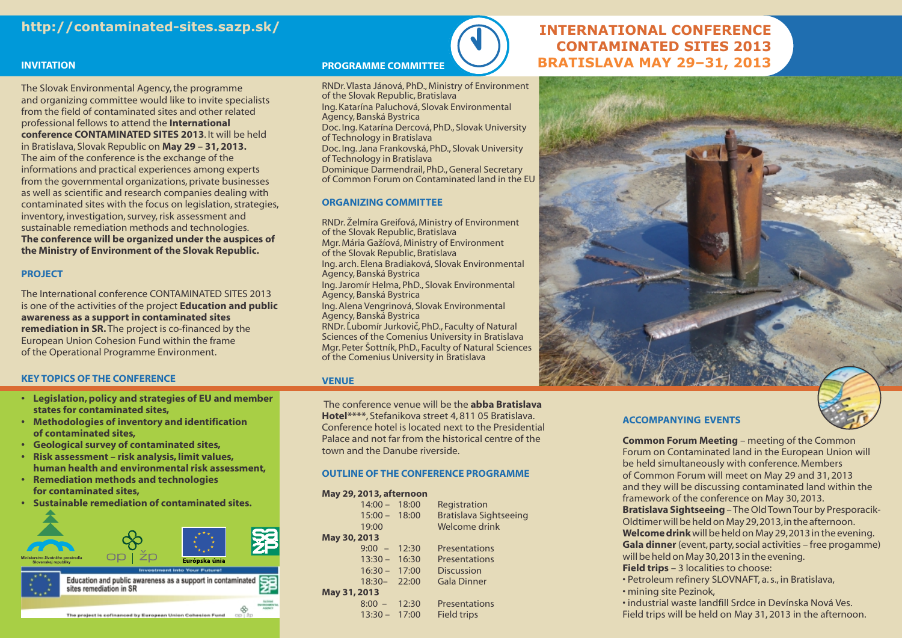http://contaminated-sites.sazp.sk/

# INTERNATIONAL CONFERENCE CONTAMINATED SITES 2013 BRATISLAVA MAY 29–31, 2013

## INVITATION

The Slovak Environmental Agency, the programme and organizing committee would like to invite specialists from the field of contaminated sites and other related professional fellows to attend the **International conference CONTAMINATED SITES 2013**. It will be held in Bratislava, Slovak Republic on **May 29 – 31, 2013.** The aim of the conference is the exchange of the informations and practical experiences among experts from the governmental organizations, private businesses as well as scientific and research companies dealing with contaminated sites with the focus on legislation, strategies, inventory, investigation, survey, risk assessment and sustainable remediation methods and technologies. **The conference will be organized under the auspices of the Ministry of Environment of the Slovak Republic.**

## PROJECT

The International conference CONTAMINATED SITES 2013 is one of the activities of the project **Education and public awareness as a support in contaminated sites remediation in SR.** The project is co-financed by the European Union Cohesion Fund within the frame of the Operational Programme Environment.

## KEY TOPICS OF THE CONFERENCE

- **Legislation, policy and strategies of EU and member states for contaminated sites,**
- **Methodologies of inventory and identification of contaminated sites,**
- **Geological survey of contaminated sites,**
- **Risk assessment – risk analysis, limit values, human health and environmental risk assessment,**
- **Remediation methods and technologies for contaminated sites,**
- **Sustainable remediation of contaminated sites.**

Ministerstvo životného prostredia Slovenskej republiky | op | žp | Európska únia

Investment into Your Future!

Education and public awareness as a support in contaminated sites remediation in SR

The project is cofinanced by European Union Cohesion Fund

## PROGRAMME COMMITTEE

RNDr. Vlasta Jánová, PhD., Ministry of Environment of the Slovak Republic, Bratislava
Ing. Katarína Paluchová, Slovak Environmental Agency, Banská Bystrica
Doc. Ing. Katarína Dercová, PhD., Slovak University of Technology in Bratislava
Doc. Ing. Jana Frankovská, PhD., Slovak University of Technology in Bratislava
Dominique Darmendrail, PhD., General Secretary of Common Forum on Contaminated land in the EU

## ORGANIZING COMMITTEE

RNDr. Želmíra Greifová, Ministry of Environment of the Slovak Republic, Bratislava
Mgr. Mária Gažiová, Ministry of Environment of the Slovak Republic, Bratislava
Ing. arch. Elena Bradiaková, Slovak Environmental Agency, Banská Bystrica
Ing. Jaromír Helma, PhD., Slovak Environmental Agency, Banská Bystrica
Ing. Alena Vengrinová, Slovak Environmental Agency, Banská Bystrica
RNDr. Ľubomír Jurkovič, PhD., Faculty of Natural Sciences of the Comenius University in Bratislava
Mgr. Peter Šottník, PhD., Faculty of Natural Sciences of the Comenius University in Bratislava

## VENUE

The conference venue will be the **abba Bratislava Hotel\*\*\*\***, Stefanikova street 4, 811 05 Bratislava. Conference hotel is located next to the Presidential Palace and not far from the historical centre of the town and the Danube riverside.

## OUTLINE OF THE CONFERENCE PROGRAMME

**May 29, 2013, afternoon**

| Time | Event |
|---|---|
| 14:00 – 18:00 | Registration |
| 15:00 – 18:00 | Bratislava Sightseeing |
| 19:00 | Welcome drink |

**May 30, 2013**

| Time | Event |
|---|---|
| 9:00 – 12:30 | Presentations |
| 13:30 – 16:30 | Presentations |
| 16:30 – 17:00 | Discussion |
| 18:30– 22:00 | Gala Dinner |

**May 31, 2013**

| Time | Event |
|---|---|
| 8:00 – 12:30 | Presentations |
| 13:30 – 17:00 | Field trips |

## ACCOMPANYING EVENTS

**Common Forum Meeting** – meeting of the Common Forum on Contaminated land in the European Union will be held simultaneously with conference. Members of Common Forum will meet on May 29 and 31, 2013 and they will be discussing contaminated land within the framework of the conference on May 30, 2013.
**Bratislava Sightseeing** – The Old Town Tour by Presporacik-Oldtimer will be held on May 29, 2013, in the afternoon.
**Welcome drink** will be held on May 29, 2013 in the evening.
**Gala dinner** (event, party, social activities – free progamme) will be held on May 30, 2013 in the evening.
**Field trips** – 3 localities to choose:
• Petroleum refinery SLOVNAFT, a. s., in Bratislava,
• mining site Pezinok,
• industrial waste landfill Srdce in Devínska Nová Ves.
Field trips will be held on May 31, 2013 in the afternoon.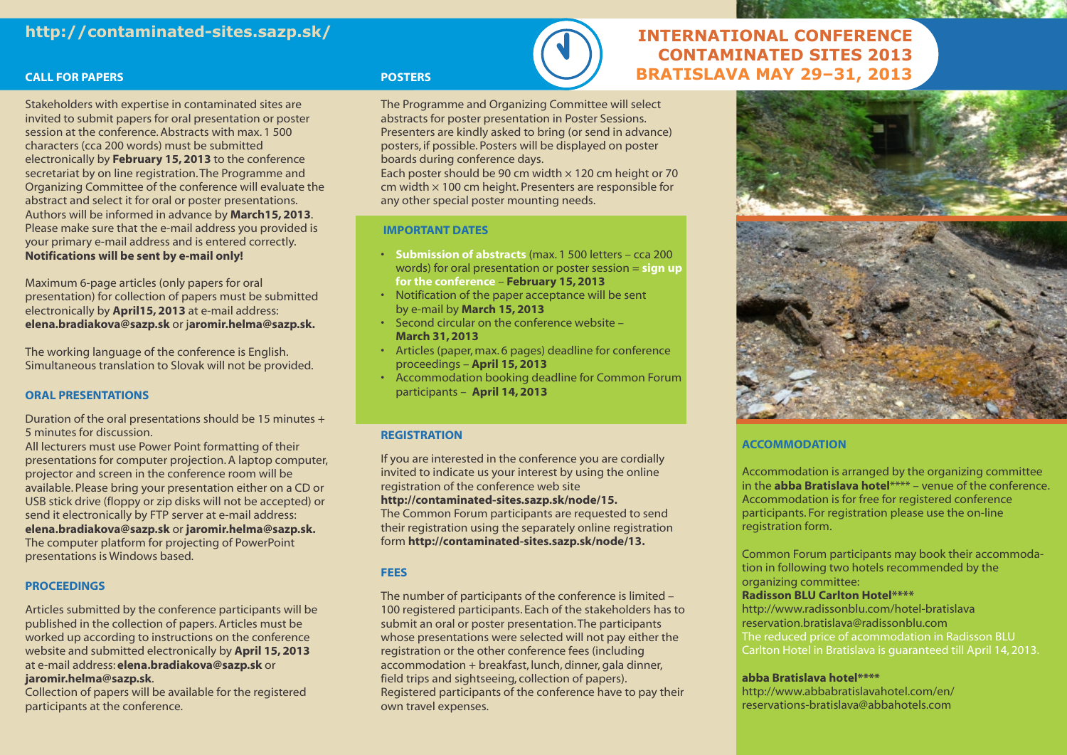http://contaminated-sites.sazp.sk/

# INTERNATIONAL CONFERENCE CONTAMINATED SITES 2013 BRATISLAVA MAY 29–31, 2013

## CALL FOR PAPERS

Stakeholders with expertise in contaminated sites are invited to submit papers for oral presentation or poster session at the conference. Abstracts with max. 1 500 characters (cca 200 words) must be submitted electronically by **February 15, 2013** to the conference secretariat by on line registration. The Programme and Organizing Committee of the conference will evaluate the abstract and select it for oral or poster presentations. Authors will be informed in advance by **March15, 2013**. Please make sure that the e-mail address you provided is your primary e-mail address and is entered correctly. **Notifications will be sent by e-mail only!**

Maximum 6-page articles (only papers for oral presentation) for collection of papers must be submitted electronically by **April15, 2013** at e-mail address: **elena.bradiakova@sazp.sk** or j**aromir.helma@sazp.sk.**

The working language of the conference is English. Simultaneous translation to Slovak will not be provided.

## ORAL PRESENTATIONS

Duration of the oral presentations should be 15 minutes + 5 minutes for discussion.
All lecturers must use Power Point formatting of their presentations for computer projection. A laptop computer, projector and screen in the conference room will be available. Please bring your presentation either on a CD or USB stick drive (floppy or zip disks will not be accepted) or send it electronically by FTP server at e-mail address: **elena.bradiakova@sazp.sk** or **jaromir.helma@sazp.sk.** The computer platform for projecting of PowerPoint presentations is Windows based.

## PROCEEDINGS

Articles submitted by the conference participants will be published in the collection of papers. Articles must be worked up according to instructions on the conference website and submitted electronically by **April 15, 2013** at e-mail address: **elena.bradiakova@sazp.sk** or **jaromir.helma@sazp.sk**.
Collection of papers will be available for the registered participants at the conference.

## POSTERS

The Programme and Organizing Committee will select abstracts for poster presentation in Poster Sessions. Presenters are kindly asked to bring (or send in advance) posters, if possible. Posters will be displayed on poster boards during conference days.
Each poster should be 90 cm width × 120 cm height or 70 cm width × 100 cm height. Presenters are responsible for any other special poster mounting needs.

## IMPORTANT DATES

- **Submission of abstracts** (max. 1 500 letters – cca 200 words) for oral presentation or poster session = **sign up for the conference** – **February 15, 2013**
- Notification of the paper acceptance will be sent by e-mail by **March 15, 2013**
- Second circular on the conference website – **March 31, 2013**
- Articles (paper, max. 6 pages) deadline for conference proceedings – **April 15, 2013**
- Accommodation booking deadline for Common Forum participants – **April 14, 2013**

## REGISTRATION

If you are interested in the conference you are cordially invited to indicate us your interest by using the online registration of the conference web site **http://contaminated-sites.sazp.sk/node/15.**
The Common Forum participants are requested to send their registration using the separately online registration form **http://contaminated-sites.sazp.sk/node/13.**

## FEES

The number of participants of the conference is limited – 100 registered participants. Each of the stakeholders has to submit an oral or poster presentation. The participants whose presentations were selected will not pay either the registration or the other conference fees (including accommodation + breakfast, lunch, dinner, gala dinner, field trips and sightseeing, collection of papers). Registered participants of the conference have to pay their own travel expenses.

## ACCOMMODATION

Accommodation is arranged by the organizing committee in the **abba Bratislava hotel**\*\*\*\* – venue of the conference. Accommodation is for free for registered conference participants. For registration please use the on-line registration form.

Common Forum participants may book their accommodation in following two hotels recommended by the organizing committee:
**Radisson BLU Carlton Hotel\*\*\*\***
http://www.radissonblu.com/hotel-bratislava
reservation.bratislava@radissonblu.com
The reduced price of acommodation in Radisson BLU Carlton Hotel in Bratislava is guaranteed till April 14, 2013.

**abba Bratislava hotel\*\*\*\***
http://www.abbabratislavahotel.com/en/
reservations-bratislava@abbahotels.com